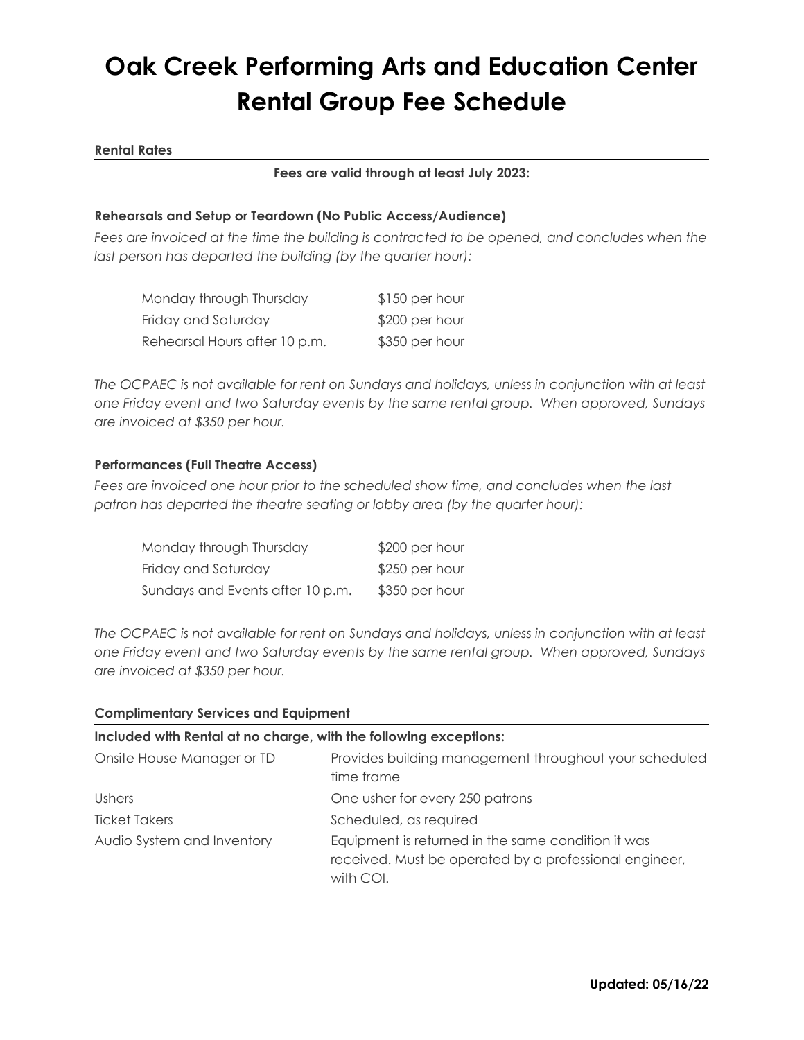# Oak Creek Performing Arts and Education Center Rental Group Fee Schedule

**Rental Rates**

**Fees are valid through at least July 2023:**

**Rehearsals and Setup or Teardown (No Public Access/Audience)**

*Fees are invoiced at the time the building is contracted to be opened, and concludes when the last person has departed the building (by the quarter hour):*

| | |
|---|---|
| Monday through Thursday | $150 per hour |
| Friday and Saturday | $200 per hour |
| Rehearsal Hours after 10 p.m. | $350 per hour |

*The OCPAEC is not available for rent on Sundays and holidays, unless in conjunction with at least one Friday event and two Saturday events by the same rental group. When approved, Sundays are invoiced at $350 per hour.*

**Performances (Full Theatre Access)**

*Fees are invoiced one hour prior to the scheduled show time, and concludes when the last patron has departed the theatre seating or lobby area (by the quarter hour):*

| | |
|---|---|
| Monday through Thursday | $200 per hour |
| Friday and Saturday | $250 per hour |
| Sundays and Events after 10 p.m. | $350 per hour |

*The OCPAEC is not available for rent on Sundays and holidays, unless in conjunction with at least one Friday event and two Saturday events by the same rental group. When approved, Sundays are invoiced at $350 per hour.*

**Complimentary Services and Equipment**

**Included with Rental at no charge, with the following exceptions:**

| | |
|---|---|
| Onsite House Manager or TD | Provides building management throughout your scheduled time frame |
| Ushers | One usher for every 250 patrons |
| Ticket Takers | Scheduled, as required |
| Audio System and Inventory | Equipment is returned in the same condition it was received. Must be operated by a professional engineer, with COI. |

**Updated: 05/16/22**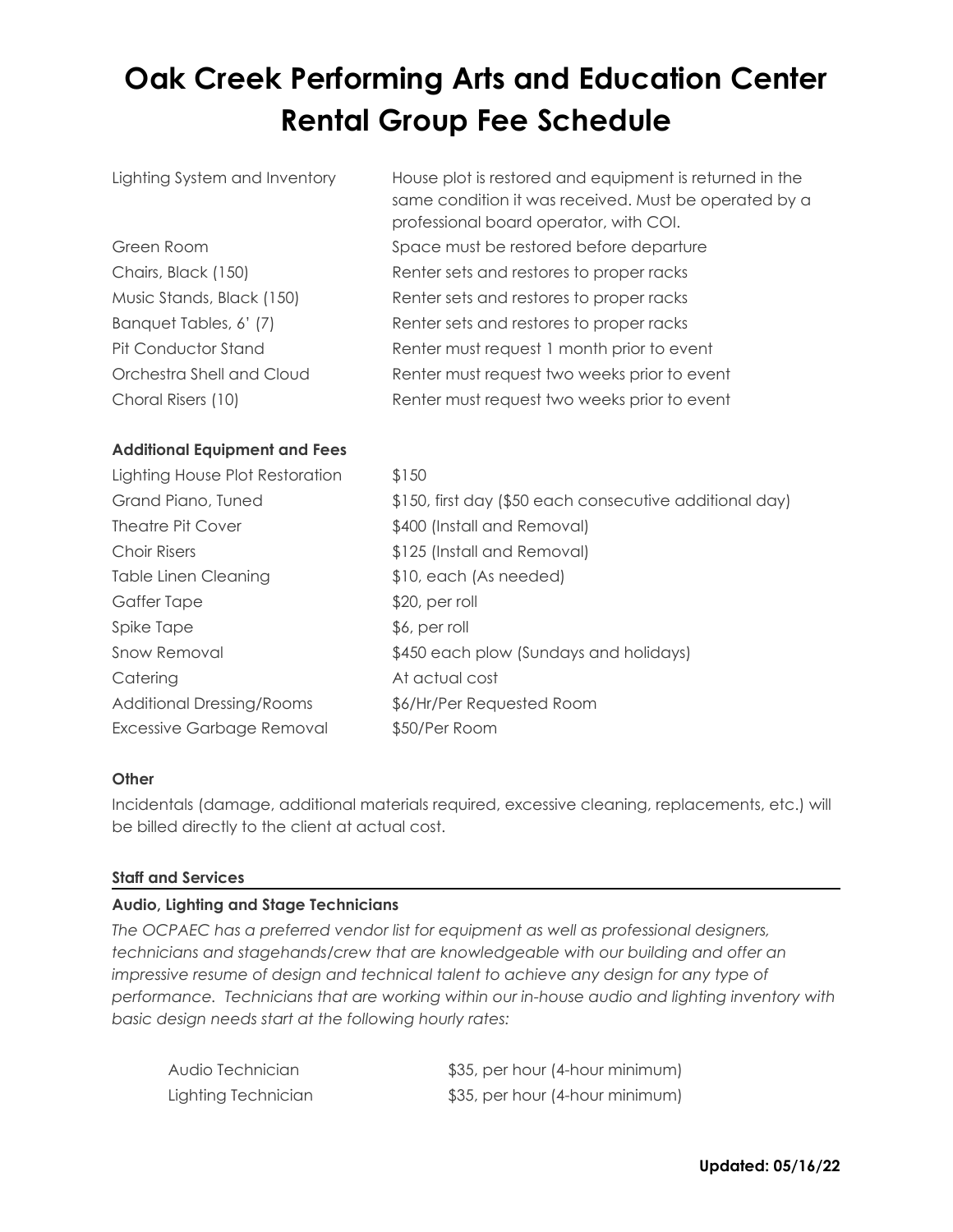# Oak Creek Performing Arts and Education Center Rental Group Fee Schedule

| | |
|---|---|
| Lighting System and Inventory | House plot is restored and equipment is returned in the same condition it was received. Must be operated by a professional board operator, with COI. |
| Green Room | Space must be restored before departure |
| Chairs, Black (150) | Renter sets and restores to proper racks |
| Music Stands, Black (150) | Renter sets and restores to proper racks |
| Banquet Tables, 6' (7) | Renter sets and restores to proper racks |
| Pit Conductor Stand | Renter must request 1 month prior to event |
| Orchestra Shell and Cloud | Renter must request two weeks prior to event |
| Choral Risers (10) | Renter must request two weeks prior to event |

**Additional Equipment and Fees**

| | |
|---|---|
| Lighting House Plot Restoration | $150 |
| Grand Piano, Tuned | $150, first day ($50 each consecutive additional day) |
| Theatre Pit Cover | $400 (Install and Removal) |
| Choir Risers | $125 (Install and Removal) |
| Table Linen Cleaning | $10, each (As needed) |
| Gaffer Tape | $20, per roll |
| Spike Tape | $6, per roll |
| Snow Removal | $450 each plow (Sundays and holidays) |
| Catering | At actual cost |
| Additional Dressing/Rooms | $6/Hr/Per Requested Room |
| Excessive Garbage Removal | $50/Per Room |

**Other**

Incidentals (damage, additional materials required, excessive cleaning, replacements, etc.) will be billed directly to the client at actual cost.

**Staff and Services**

**Audio, Lighting and Stage Technicians**

*The OCPAEC has a preferred vendor list for equipment as well as professional designers, technicians and stagehands/crew that are knowledgeable with our building and offer an impressive resume of design and technical talent to achieve any design for any type of performance. Technicians that are working within our in-house audio and lighting inventory with basic design needs start at the following hourly rates:*

| | |
|---|---|
| Audio Technician | $35, per hour (4-hour minimum) |
| Lighting Technician | $35, per hour (4-hour minimum) |

**Updated: 05/16/22**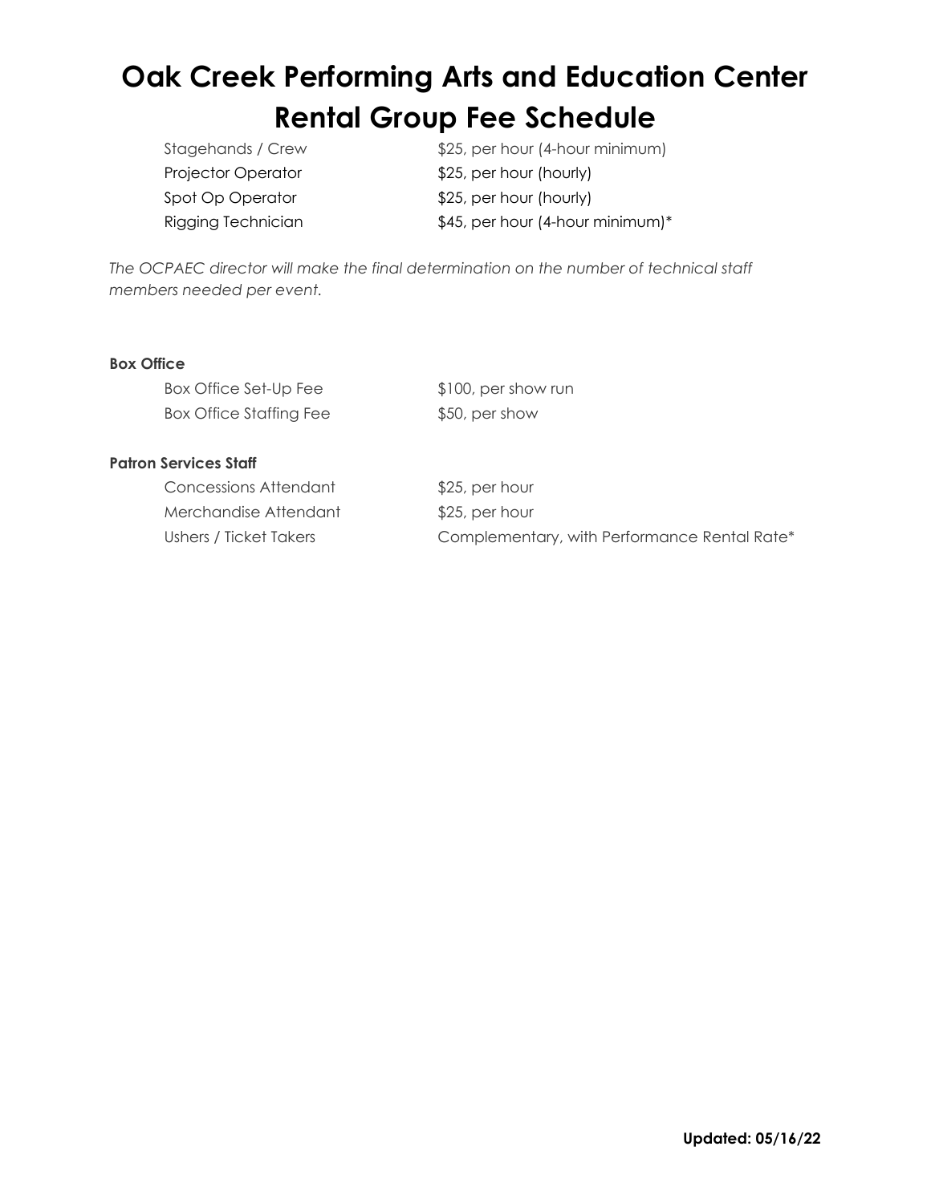# Oak Creek Performing Arts and Education Center Rental Group Fee Schedule

| | |
|---|---|
| Stagehands / Crew | $25, per hour (4-hour minimum) |
| Projector Operator | $25, per hour (hourly) |
| Spot Op Operator | $25, per hour (hourly) |
| Rigging Technician | $45, per hour (4-hour minimum)* |

*The OCPAEC director will make the final determination on the number of technical staff members needed per event.*

**Box Office**

| | |
|---|---|
| Box Office Set-Up Fee | $100, per show run |
| Box Office Staffing Fee | $50, per show |

**Patron Services Staff**

| | |
|---|---|
| Concessions Attendant | $25, per hour |
| Merchandise Attendant | $25, per hour |
| Ushers / Ticket Takers | Complementary, with Performance Rental Rate* |

**Updated: 05/16/22**